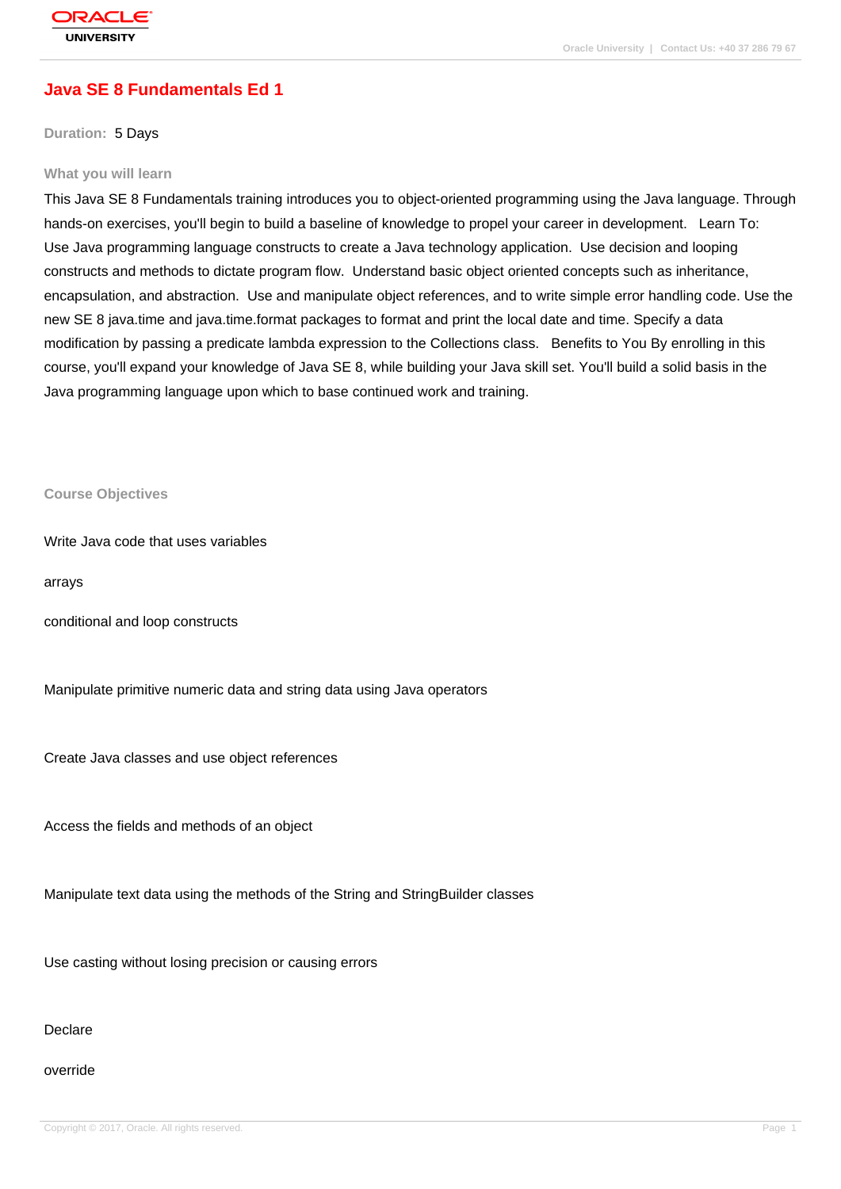# Java SE 8 Fundamentals Ed 1

**Duration:** 5 Days

### What you will learn

This Java SE 8 Fundamentals training introduces you to object-oriented programming using the Java language. Through hands-on exercises, you'll begin to build a baseline of knowledge to propel your career in development. Learn To: Use Java programming language constructs to create a Java technology application. Use decision and looping constructs and methods to dictate program flow. Understand basic object oriented concepts such as inheritance, encapsulation, and abstraction. Use and manipulate object references, and to write simple error handling code. Use the new SE 8 java.time and java.time.format packages to format and print the local date and time. Specify a data modification by passing a predicate lambda expression to the Collections class. Benefits to You By enrolling in this course, you'll expand your knowledge of Java SE 8, while building your Java skill set. You'll build a solid basis in the Java programming language upon which to base continued work and training.

### Course Objectives

Write Java code that uses variables

arrays

conditional and loop constructs

Manipulate primitive numeric data and string data using Java operators

Create Java classes and use object references

Access the fields and methods of an object

Manipulate text data using the methods of the String and StringBuilder classes

Use casting without losing precision or causing errors

Declare

override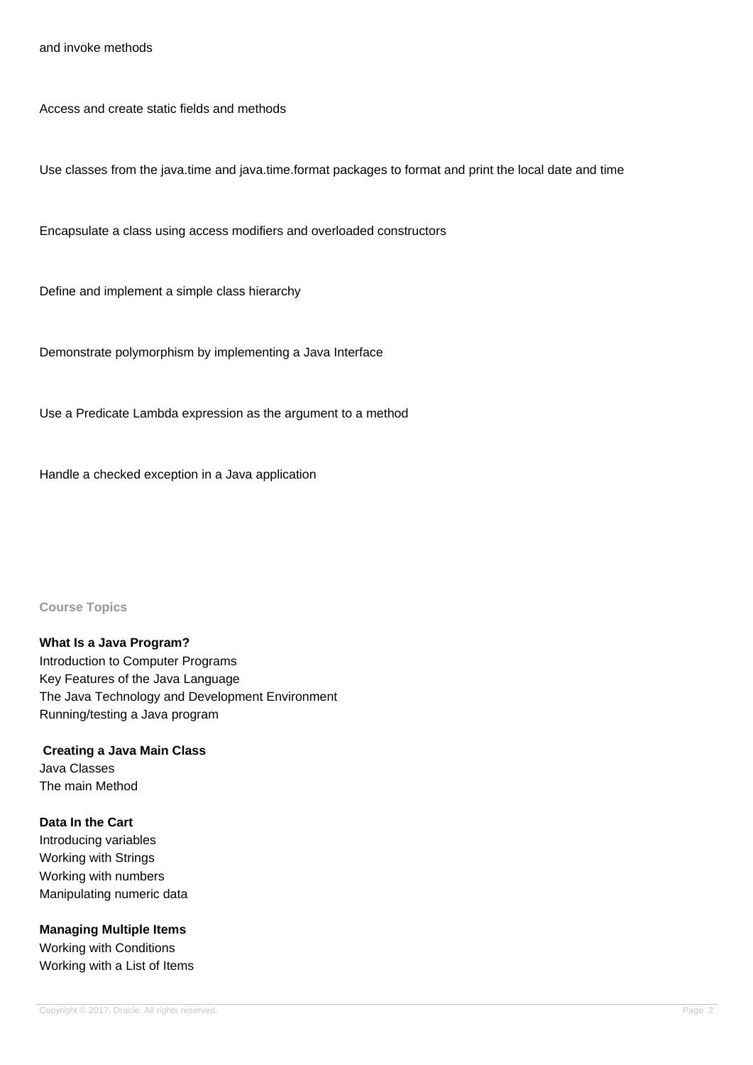and invoke methods

Access and create static fields and methods

Use classes from the java.time and java.time.format packages to format and print the local date and time

Encapsulate a class using access modifiers and overloaded constructors

Define and implement a simple class hierarchy

Demonstrate polymorphism by implementing a Java Interface

Use a Predicate Lambda expression as the argument to a method

Handle a checked exception in a Java application

**Course Topics**

**What Is a Java Program?**
Introduction to Computer Programs
Key Features of the Java Language
The Java Technology and Development Environment
Running/testing a Java program

**Creating a Java Main Class**
Java Classes
The main Method

**Data In the Cart**
Introducing variables
Working with Strings
Working with numbers
Manipulating numeric data

**Managing Multiple Items**
Working with Conditions
Working with a List of Items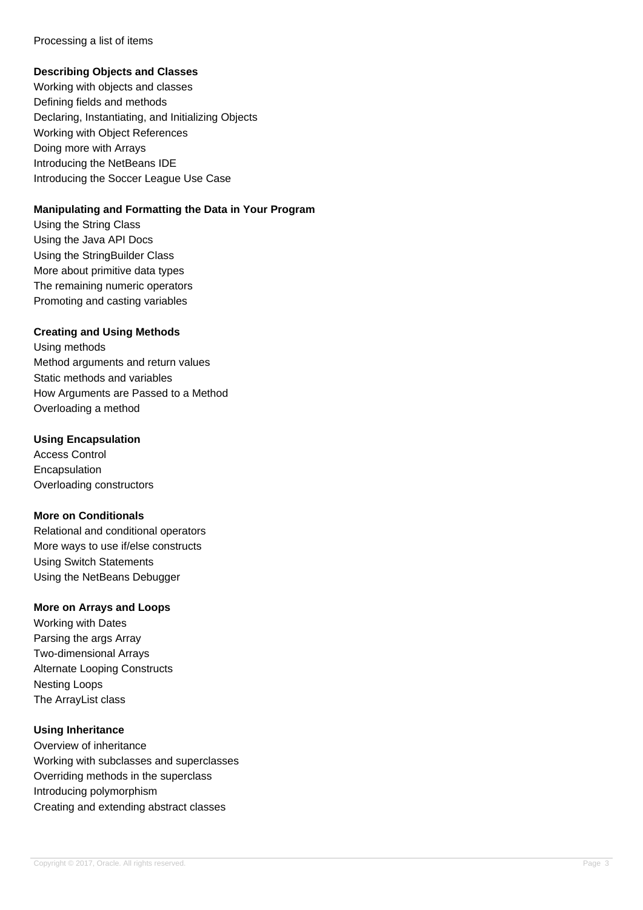Processing a list of items

**Describing Objects and Classes**

Working with objects and classes
Defining fields and methods
Declaring, Instantiating, and Initializing Objects
Working with Object References
Doing more with Arrays
Introducing the NetBeans IDE
Introducing the Soccer League Use Case

**Manipulating and Formatting the Data in Your Program**

Using the String Class
Using the Java API Docs
Using the StringBuilder Class
More about primitive data types
The remaining numeric operators
Promoting and casting variables

**Creating and Using Methods**

Using methods
Method arguments and return values
Static methods and variables
How Arguments are Passed to a Method
Overloading a method

**Using Encapsulation**

Access Control
Encapsulation
Overloading constructors

**More on Conditionals**

Relational and conditional operators
More ways to use if/else constructs
Using Switch Statements
Using the NetBeans Debugger

**More on Arrays and Loops**

Working with Dates
Parsing the args Array
Two-dimensional Arrays
Alternate Looping Constructs
Nesting Loops
The ArrayList class

**Using Inheritance**

Overview of inheritance
Working with subclasses and superclasses
Overriding methods in the superclass
Introducing polymorphism
Creating and extending abstract classes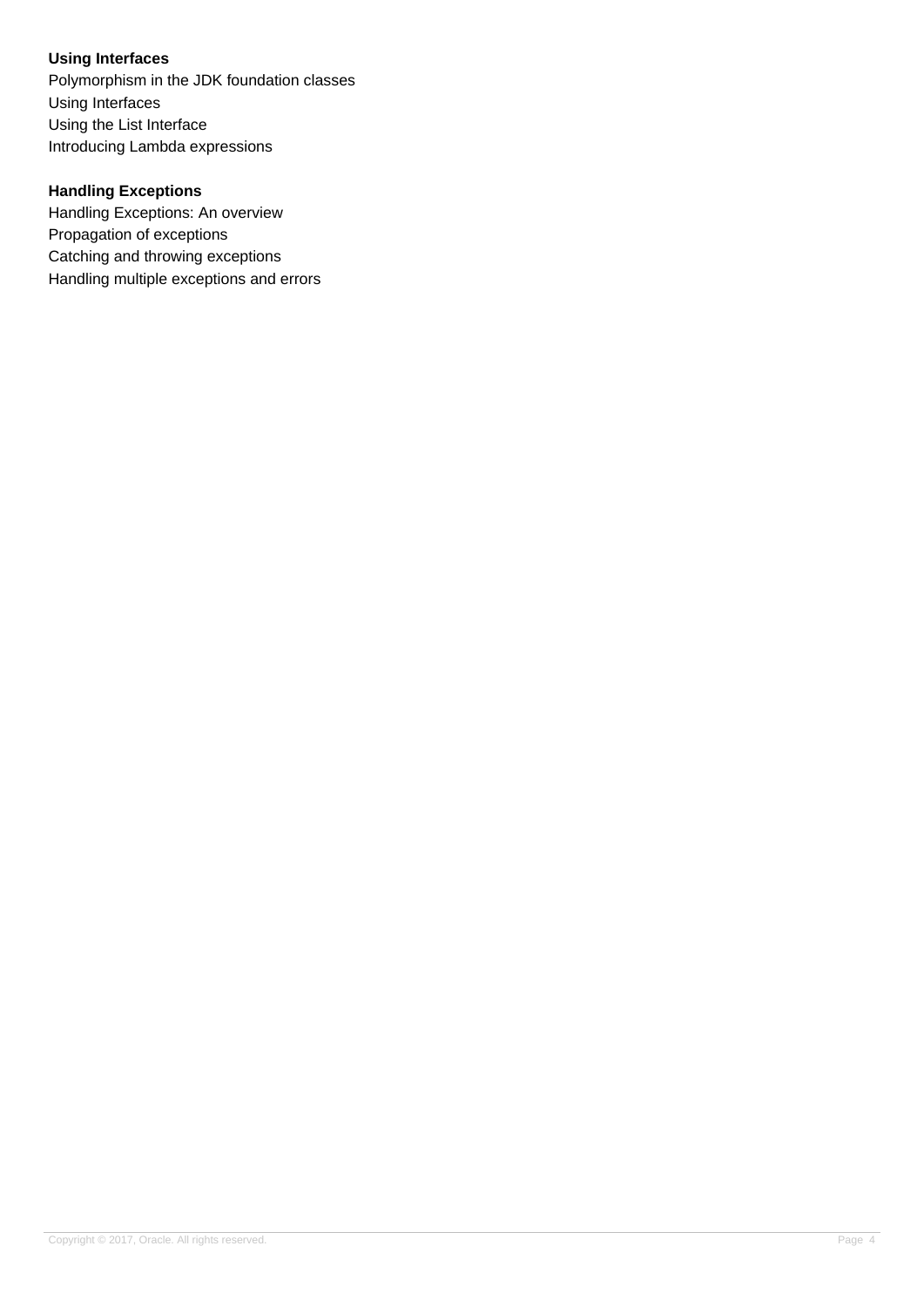**Using Interfaces**

Polymorphism in the JDK foundation classes
Using Interfaces
Using the List Interface
Introducing Lambda expressions

**Handling Exceptions**

Handling Exceptions: An overview
Propagation of exceptions
Catching and throwing exceptions
Handling multiple exceptions and errors